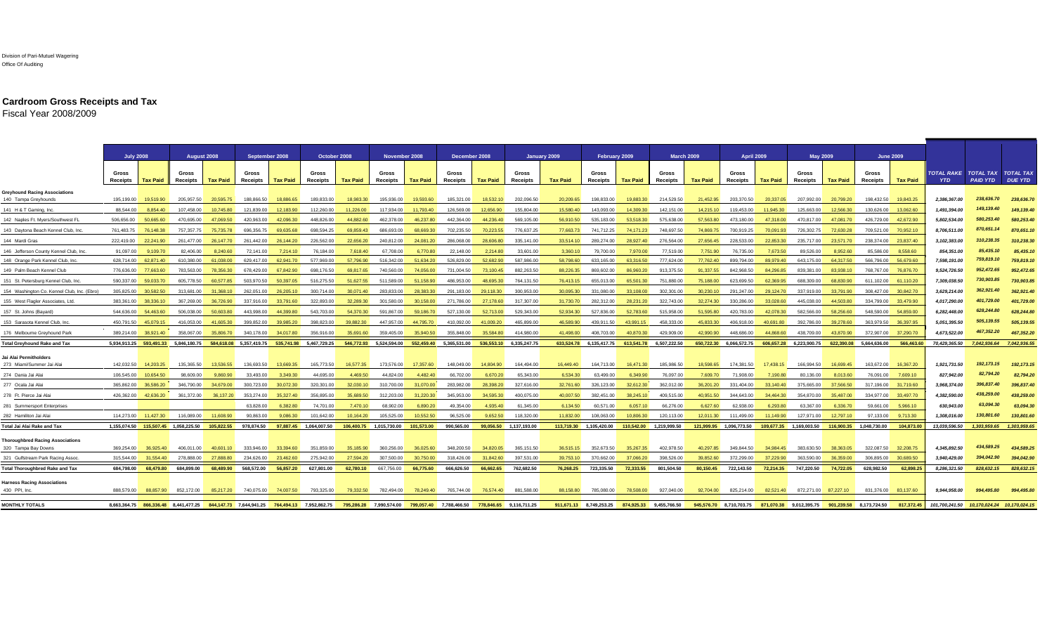Division of Pari-Mutuel Wagering
Office Of Auditing

# Cardroom Gross Receipts and Tax

Fiscal Year 2008/2009

| | July 2008 | | August 2008 | | September 2008 | | October 2008 | | November 2008 | | December 2008 | | January 2009 | | February 2009 | | March 2009 | | April 2009 | | May 2009 | | June 2009 | | | | |
|---|---|---|---|---|---|---|---|---|---|---|---|---|---|---|---|---|---|---|---|---|---|---|---|---|---|---|---|
| | Gross Receipts | Tax Paid | Gross Receipts | Tax Paid | Gross Receipts | Tax Paid | Gross Receipts | Tax Paid | Gross Receipts | Tax Paid | Gross Receipts | Tax Paid | Gross Receipts | Tax Paid | Gross Receipts | Tax Paid | Gross Receipts | Tax Paid | Gross Receipts | Tax Paid | Gross Receipts | Tax Paid | Gross Receipts | Tax Paid | TOTAL RAKE YTD | TOTAL TAX PAID YTD | TOTAL TAX DUE YTD |
| **Greyhound Racing Associations** | | | | | | | | | | | | | | | | | | | | | | | | | | | |
| 140 Tampa Greyhounds | 195,199.00 | 19,519.90 | 205,957.50 | 20,595.75 | 188,866.50 | 18,886.65 | 189,833.00 | 18,983.30 | 195,936.00 | 19,593.60 | 185,321.00 | 18,532.10 | 202,096.50 | 20,209.65 | 198,833.00 | 19,883.30 | 214,529.50 | 21,452.95 | 203,370.50 | 20,337.05 | 207,992.00 | 20,799.20 | 198,432.50 | 19,843.25 | 2,386,367.00 | 238,636.70 | 238,636.70 |
| 141 H & T Gaming, Inc. | 88,544.00 | 8,854.40 | 107,458.00 | 10,745.80 | 121,839.00 | 12,183.90 | 112,260.00 | 11,226.00 | 117,934.00 | 11,793.40 | 126,569.00 | 12,656.90 | 155,804.00 | 15,580.40 | 143,093.00 | 14,309.30 | 142,151.00 | 14,215.10 | 119,453.00 | 11,945.30 | 125,663.00 | 12,566.30 | 130,626.00 | 13,062.60 | 1,491,394.00 | 149,139.40 | 149,139.40 |
| 142 Naples Ft. Myers/Southwest FL | 506,656.00 | 50,665.60 | 470,695.00 | 47,069.50 | 420,963.00 | 42,096.30 | 448,826.00 | 44,882.60 | 462,378.00 | 46,237.80 | 442,364.00 | 44,236.40 | 569,105.00 | 56,910.50 | 535,183.00 | 53,518.30 | 575,638.00 | 57,563.80 | 473,180.00 | 47,318.00 | 470,817.00 | 47,081.70 | 426,729.00 | 42,672.90 | 5,802,534.00 | 580,253.40 | 580,253.40 |
| 143 Daytona Beach Kennel Club, Inc. | 761,483.75 | 76,148.38 | 757,357.75 | 75,735.78 | 696,356.75 | 69,635.68 | 698,594.25 | 69,859.43 | 686,693.00 | 68,669.30 | 702,235.50 | 70,223.55 | 776,637.25 | 77,663.73 | 741,712.25 | 74,171.23 | 748,697.50 | 74,869.75 | 700,919.25 | 70,091.93 | 726,302.75 | 72,630.28 | 709,521.00 | 70,952.10 | 8,706,511.00 | 870,651.14 | 870,651.10 |
| 144 Mardi Gras | 222,419.00 | 22,241.90 | 261,477.00 | 26,147.70 | 261,442.00 | 26,144.20 | 226,562.00 | 22,656.20 | 240,812.00 | 24,081.20 | 286,068.00 | 28,606.80 | 335,141.00 | 33,514.10 | 289,274.00 | 28,927.40 | 276,564.00 | 27,656.45 | 228,533.00 | 22,853.30 | 235,717.00 | 23,571.70 | 238,374.00 | 23,837.40 | 3,102,383.00 | 310,238.35 | 310,238.30 |
| 146 Jefferson County Kennel Club, Inc. | 91,097.00 | 9,109.70 | 82,406.00 | 8,240.60 | 72,141.00 | 7,214.10 | 76,184.00 | 7,618.40 | 67,708.00 | 6,770.80 | 22,148.00 | 2,214.80 | 33,601.00 | 3,360.10 | 79,700.00 | 7,970.00 | 77,519.00 | 7,751.90 | 76,735.00 | 7,673.50 | 89,526.00 | 8,952.60 | 85,586.00 | 8,558.60 | 854,351.00 | 85,435.10 | 85,435.10 |
| 148 Orange Park Kennel Club, Inc. | 628,714.00 | 62,871.40 | 610,380.00 | 61,038.00 | 629,417.00 | 62,941.70 | 577,969.00 | 57,796.90 | 516,342.00 | 51,634.20 | 526,829.00 | 52,682.90 | 587,986.00 | 58,798.60 | 633,165.00 | 63,316.50 | 777,624.00 | 77,762.40 | 899,794.00 | 89,979.40 | 643,175.00 | 64,317.50 | 566,796.00 | 56,679.60 | 7,598,191.00 | 759,819.10 | 759,819.10 |
| 149 Palm Beach Kennel Club | 776,636.00 | 77,663.60 | 783,563.00 | 78,356.30 | 678,429.00 | 67,842.90 | 698,176.50 | 69,817.65 | 740,560.00 | 74,056.00 | 731,004.50 | 73,100.45 | 882,263.50 | 88,226.35 | 869,602.00 | 86,960.20 | 913,375.50 | 91,337.55 | 842,968.50 | 84,296.85 | 839,381.00 | 83,938.10 | 768,767.00 | 76,876.70 | 9,524,726.50 | 952,472.65 | 952,472.65 |
| 151 St. Petersburg Kennel Club, Inc. | 590,337.00 | 59,033.70 | 605,778.50 | 60,577.85 | 503,970.50 | 50,397.05 | 516,275.50 | 51,627.55 | 511,589.00 | 51,158.90 | 486,953.00 | 48,695.30 | 764,131.50 | 76,413.15 | 655,013.00 | 65,501.30 | 751,880.00 | 75,188.00 | 623,699.50 | 62,369.95 | 688,309.00 | 68,830.90 | 611,102.00 | 61,110.20 | 7,309,038.50 | 730,903.85 | 730,903.85 |
| 154 Washington Co. Kennel Club, Inc. (Ebro) | 305,825.00 | 30,582.50 | 313,681.00 | 31,368.10 | 262,051.00 | 26,205.10 | 300,714.00 | 30,071.40 | 283,833.00 | 28,383.30 | 291,183.00 | 29,118.30 | 300,953.00 | 30,095.30 | 331,080.00 | 33,108.00 | 302,301.00 | 30,230.10 | 291,247.00 | 29,124.70 | 337,919.00 | 33,791.90 | 308,427.00 | 30,842.70 | 3,629,214.00 | 362,921.40 | 362,921.40 |
| 155 West Flagler Associates, Ltd. | 383,361.00 | 38,336.10 | 367,269.00 | 36,726.90 | 337,916.00 | 33,791.60 | 322,893.00 | 32,289.30 | 301,580.00 | 30,158.00 | 271,786.00 | 27,178.60 | 317,307.00 | 31,730.70 | 282,312.00 | 28,231.20 | 322,743.00 | 32,274.30 | 330,286.00 | 33,028.60 | 445,038.00 | 44,503.80 | 334,799.00 | 33,479.90 | 4,017,290.00 | 401,729.00 | 401,729.00 |
| 157 St. Johns (Bayard) | 544,636.00 | 54,463.60 | 506,038.00 | 50,603.80 | 443,998.00 | 44,399.80 | 543,703.00 | 54,370.30 | 591,867.00 | 59,186.70 | 527,130.00 | 52,713.00 | 529,343.00 | 52,934.30 | 527,836.00 | 52,783.60 | 515,958.00 | 51,595.80 | 420,783.00 | 42,078.30 | 582,566.00 | 58,256.60 | 548,590.00 | 54,859.00 | 6,282,448.00 | 628,244.80 | 628,244.80 |
| 153 Sarasota Kennel Club, Inc. | 450,791.50 | 45,079.15 | 416,053.00 | 41,605.30 | 399,852.00 | 39,985.20 | 398,823.00 | 39,882.30 | 447,957.00 | 44,795.70 | 410,092.00 | 41,009.20 | 465,899.00 | 46,589.90 | 439,911.50 | 43,991.15 | 458,333.00 | 45,833.30 | 406,918.00 | 40,691.80 | 392,786.00 | 39,278.60 | 363,979.50 | 36,397.95 | 5,051,395.50 | 505,139.55 | 505,139.55 |
| 176 Melbourne Greyhound Park | 389,214.00 | 38,921.40 | 358,067.00 | 35,806.70 | 340,178.00 | 34,017.80 | 356,916.00 | 35,691.60 | 359,405.00 | 35,940.50 | 355,848.00 | 35,584.80 | 414,980.00 | 41,498.00 | 408,703.00 | 40,870.30 | 429,909.00 | 42,990.90 | 448,686.00 | 44,868.60 | 438,709.00 | 43,870.90 | 372,907.00 | 37,290.70 | 4,673,522.00 | 467,352.20 | 467,352.20 |
| **Total Greyhound Rake and Tax** | 5,934,913.25 | 593,491.33 | 5,846,180.75 | 584,618.08 | 5,357,419.75 | 535,741.98 | 5,467,729.25 | 546,772.93 | 5,524,594.00 | 552,459.40 | 5,365,531.00 | 536,553.10 | 6,335,247.75 | 633,524.78 | 6,135,417.75 | 613,541.78 | 6,507,222.50 | 650,722.30 | 6,066,572.75 | 606,657.28 | 6,223,900.75 | 622,390.08 | 5,664,636.00 | 566,463.60 | 70,429,365.50 | 7,042,936.64 | 7,042,936.55 |
| **Jai Alai Permitholders** | | | | | | | | | | | | | | | | | | | | | | | | | | | |
| 273 Miami/Summer Jai Alai | 142,032.50 | 14,203.25 | 135,365.50 | 13,536.55 | 136,693.50 | 13,669.35 | 165,773.50 | 16,577.35 | 173,576.00 | 17,357.60 | 148,048.00 | 14,804.80 | 164,494.00 | 16,449.40 | 164,713.00 | 16,471.30 | 185,986.50 | 18,598.65 | 174,381.50 | 17,438.15 | 166,994.50 | 16,699.45 | 163,672.00 | 16,367.20 | 1,921,731.50 | 192,173.15 | 192,173.15 |
| 274 Dania Jai Alai | 106,545.00 | 10,654.50 | 98,609.00 | 9,860.90 | 33,493.00 | 3,349.30 | 44,695.00 | 4,469.50 | 44,824.00 | 4,482.40 | 66,702.00 | 6,670.20 | 65,343.00 | 6,534.30 | 63,499.00 | 6,349.90 | 76,097.00 | 7,609.70 | 71,908.00 | 7,190.80 | 80,136.00 | 8,013.60 | 76,091.00 | 7,609.10 | 827,942.00 | 82,794.20 | 82,794.20 |
| 277 Ocala Jai Alai | 365,862.00 | 36,586.20 | 346,790.00 | 34,679.00 | 300,723.00 | 30,072.30 | 320,301.00 | 32,030.10 | 310,700.00 | 31,070.00 | 283,982.00 | 28,398.20 | 327,616.00 | 32,761.60 | 326,123.00 | 32,612.30 | 362,012.00 | 36,201.20 | 331,404.00 | 33,140.40 | 375,665.00 | 37,566.50 | 317,196.00 | 31,719.60 | 3,968,374.00 | 396,837.40 | 396,837.40 |
| 278 Ft. Pierce Jai Alai | 426,362.00 | 42,636.20 | 361,372.00 | 36,137.20 | 353,274.00 | 35,327.40 | 356,895.00 | 35,689.50 | 312,203.00 | 31,220.30 | 345,953.00 | 34,595.30 | 400,075.00 | 40,007.50 | 382,451.00 | 38,245.10 | 409,515.00 | 40,951.50 | 344,643.00 | 34,464.30 | 354,870.00 | 35,487.00 | 334,977.00 | 33,497.70 | 4,382,590.00 | 438,259.00 | 438,259.00 |
| 281 Summersport Enterprises | | | | | 63,828.00 | 6,382.80 | 74,701.00 | 7,470.10 | 68,902.00 | 6,890.20 | 49,354.00 | 4,935.40 | 61,345.00 | 6,134.50 | 60,571.00 | 6,057.10 | 66,276.00 | 6,627.60 | 62,938.00 | 6,293.80 | 63,367.00 | 6,336.70 | 59,661.00 | 5,966.10 | 630,943.00 | 63,094.30 | 63,094.30 |
| 282 Hamilton Jai Alai | 114,273.00 | 11,427.30 | 116,089.00 | 11,608.90 | 90,863.00 | 9,086.30 | 101,642.00 | 10,164.20 | 105,525.00 | 10,552.50 | 96,525.00 | 9,652.50 | 118,320.00 | 11,832.00 | 108,063.00 | 10,806.30 | 120,113.00 | 12,011.30 | 111,499.00 | 11,149.90 | 127,971.00 | 12,797.10 | 97,133.00 | 9,713.30 | 1,308,016.00 | 130,801.60 | 130,801.60 |
| **Total Jai Alai Rake and Tax** | 1,155,074.50 | 115,507.45 | 1,058,225.50 | 105,822.55 | 978,874.50 | 97,887.45 | 1,064,007.50 | 106,400.75 | 1,015,730.00 | 101,573.00 | 990,565.00 | 99,056.50 | 1,137,193.00 | 113,719.30 | 1,105,420.00 | 110,542.00 | 1,219,999.50 | 121,999.95 | 1,096,773.50 | 109,677.35 | 1,169,003.50 | 116,900.35 | 1,048,730.00 | 104,873.00 | 13,039,596.50 | 1,303,959.65 | 1,303,959.65 |
| **Thoroughbred Racing Associations** | | | | | | | | | | | | | | | | | | | | | | | | | | | |
| 320 Tampa Bay Downs | 369,254.00 | 36,925.40 | 406,011.00 | 40,601.10 | 333,946.00 | 33,394.60 | 351,859.00 | 35,185.90 | 360,256.00 | 36,025.60 | 348,200.50 | 34,820.05 | 365,151.50 | 36,515.15 | 352,673.50 | 35,267.35 | 402,978.50 | 40,297.85 | 349,844.50 | 34,984.45 | 383,630.50 | 38,363.05 | 322,087.50 | 32,208.75 | 4,345,892.50 | 434,589.25 | 434,589.25 |
| 321 Gulfstream Park Racing Assoc. | 315,544.00 | 31,554.40 | 278,888.00 | 27,888.80 | 234,626.00 | 23,462.60 | 275,942.00 | 27,594.20 | 307,500.00 | 30,750.00 | 318,426.00 | 31,842.60 | 397,531.00 | 39,753.10 | 370,662.00 | 37,066.20 | 398,526.00 | 39,852.60 | 372,299.00 | 37,229.90 | 363,590.00 | 36,359.00 | 306,895.00 | 30,689.50 | 3,940,429.00 | 394,042.90 | 394,042.90 |
| **Total Thoroughbred Rake and Tax** | 684,798.00 | 68,479.80 | 684,899.00 | 68,489.90 | 568,572.00 | 56,857.20 | 627,801.00 | 62,780.10 | 667,756.00 | 66,775.60 | 666,626.50 | 66,662.65 | 762,682.50 | 76,268.25 | 723,335.50 | 72,333.55 | 801,504.50 | 80,150.45 | 722,143.50 | 72,214.35 | 747,220.50 | 74,722.05 | 628,982.50 | 62,898.25 | 8,286,321.50 | 828,632.15 | 828,632.15 |
| **Harness Racing Associations** | | | | | | | | | | | | | | | | | | | | | | | | | | | |
| 430 PPI, Inc. | 888,579.00 | 88,857.90 | 852,172.00 | 85,217.20 | 740,075.00 | 74,007.50 | 793,325.00 | 79,332.50 | 782,494.00 | 78,249.40 | 765,744.00 | 76,574.40 | 881,588.00 | 88,158.80 | 785,080.00 | 78,508.00 | 927,040.00 | 92,704.00 | 825,214.00 | 82,521.40 | 872,271.00 | 87,227.10 | 831,376.00 | 83,137.60 | 9,944,958.00 | 994,495.80 | 994,495.80 |
| **MONTHLY TOTALS** | 8,663,364.75 | 866,336.48 | 8,441,477.25 | 844,147.73 | 7,644,941.25 | 764,494.13 | 7,952,862.75 | 795,286.28 | 7,990,574.00 | 799,057.40 | 7,788,466.50 | 778,846.65 | 9,116,711.25 | 911,671.13 | 8,749,253.25 | 874,925.33 | 9,455,766.50 | 945,576.70 | 8,710,703.75 | 871,070.38 | 9,012,395.75 | 901,239.58 | 8,173,724.50 | 817,372.45 | 101,700,241.50 | 10,170,024.24 | 10,170,024.15 |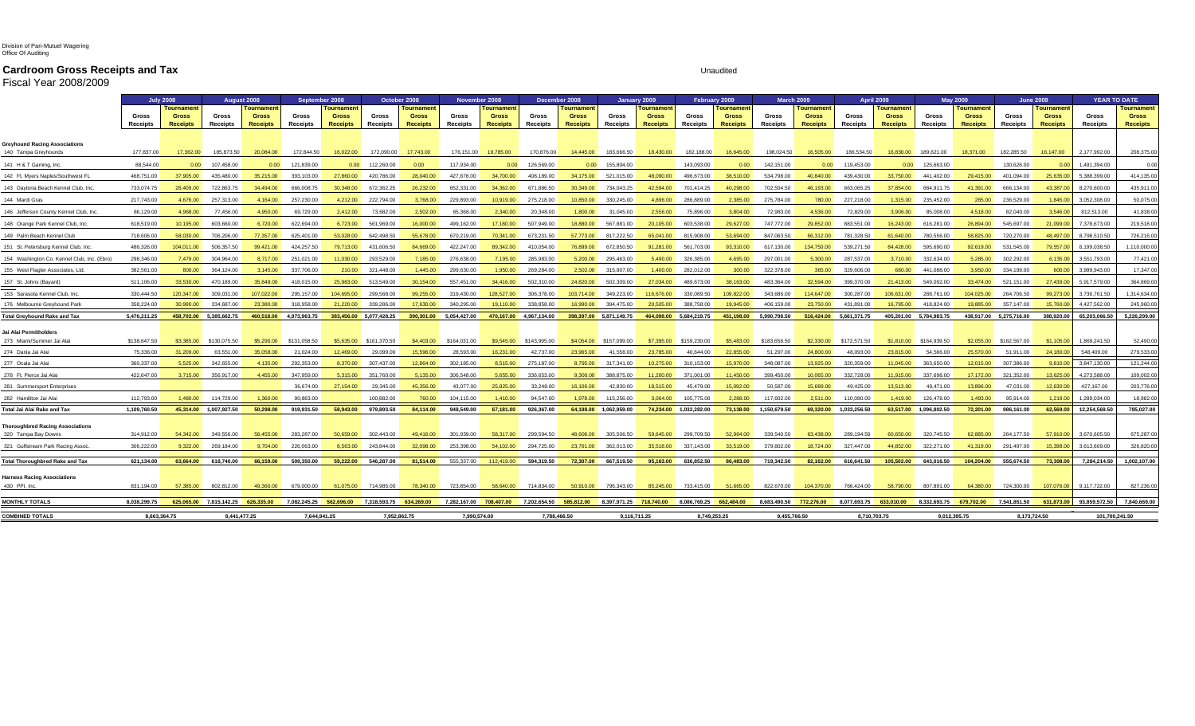Division of Pari-Mutuel Wagering
Office Of Auditing

## Cardroom Gross Receipts and Tax

Unaudited

Fiscal Year 2008/2009

| | July 2008 | | August 2008 | | September 2008 | | October 2008 | | November 2008 | | December 2008 | | January 2009 | | February 2009 | | March 2009 | | April 2009 | | May 2009 | | June 2009 | | YEAR TO DATE | |
|---|---|---|---|---|---|---|---|---|---|---|---|---|---|---|---|---|---|---|---|---|---|---|---|---|---|---|
| | Gross Receipts | Tournament Gross Receipts | Gross Receipts | Tournament Gross Receipts | Gross Receipts | Tournament Gross Receipts | Gross Receipts | Tournament Gross Receipts | Gross Receipts | Tournament Gross Receipts | Gross Receipts | Tournament Gross Receipts | Gross Receipts | Tournament Gross Receipts | Gross Receipts | Tournament Gross Receipts | Gross Receipts | Tournament Gross Receipts | Gross Receipts | Tournament Gross Receipts | Gross Receipts | Tournament Gross Receipts | Gross Receipts | Tournament Gross Receipts | Gross Receipts | Tournament Gross Receipts |
| **Greyhound Racing Associations** | | | | | | | | | | | | | | | | | | | | | | | | | | |
| 140 Tampa Greyhounds | 177,837.00 | 17,362.00 | 185,873.50 | 20,084.00 | 172,844.50 | 16,022.00 | 172,090.00 | 17,743.00 | 176,151.00 | 19,785.00 | 170,876.00 | 14,445.00 | 183,666.50 | 18,430.00 | 182,188.00 | 16,645.00 | 198,024.50 | 16,505.00 | 186,534.50 | 16,836.00 | 189,621.00 | 18,371.00 | 182,285.50 | 16,147.00 | 2,177,992.00 | 208,375.00 |
| 141 H & T Gaming, Inc. | 88,544.00 | 0.00 | 107,458.00 | 0.00 | 121,839.00 | 0.00 | 112,260.00 | 0.00 | 117,934.00 | 0.00 | 126,569.00 | 0.00 | 155,804.00 | | 143,093.00 | 0.00 | 142,151.00 | 0.00 | 119,453.00 | 0.00 | 125,663.00 | | 130,626.00 | 0.00 | 1,491,394.00 | 0.00 |
| 142 Ft. Myers Naples/Southwest FL | 468,751.00 | 37,905.00 | 435,480.00 | 35,215.00 | 393,103.00 | 27,860.00 | 420,786.00 | 28,040.00 | 427,678.00 | 34,700.00 | 408,189.00 | 34,175.00 | 521,015.00 | 48,090.00 | 496,673.00 | 38,510.00 | 534,798.00 | 40,840.00 | 439,430.00 | 33,750.00 | 441,402.00 | 29,415.00 | 401,094.00 | 25,635.00 | 5,388,399.00 | 414,135.00 |
| 143 Daytona Beach Kennel Club, Inc. | 733,074.75 | 28,409.00 | 722,863.75 | 34,494.00 | 666,008.75 | 30,348.00 | 672,362.25 | 26,232.00 | 652,331.00 | 34,362.00 | 671,886.50 | 30,349.00 | 734,043.25 | 42,594.00 | 701,414.25 | 40,298.00 | 702,504.50 | 46,193.00 | 663,065.25 | 37,854.00 | 684,911.75 | 41,391.00 | 666,134.00 | 43,387.00 | 8,270,600.00 | 435,911.00 |
| 144 Mardi Gras | 217,743.00 | 4,676.00 | 257,313.00 | 4,164.00 | 257,230.00 | 4,212.00 | 222,794.00 | 3,768.00 | 229,809.00 | 10,919.00 | 275,218.00 | 10,850.00 | 330,245.00 | 4,896.00 | 286,889.00 | 2,385.00 | 275,784.00 | 780.00 | 227,218.00 | 1,315.00 | 235,452.00 | 265.00 | 236,529.00 | 1,845.00 | 3,052,308.00 | 50,075.00 |
| 146 Jefferson County Kennel Club, Inc. | 86,129.00 | 4,968.00 | 77,456.00 | 4,950.00 | 69,729.00 | 2,412.00 | 73,682.00 | 2,502.00 | 65,368.00 | 2,340.00 | 20,348.00 | 1,800.00 | 31,045.00 | 2,556.00 | 75,896.00 | 3,804.00 | 72,983.00 | 4,536.00 | 72,829.00 | 3,906.00 | 85,008.00 | 4,518.00 | 82,040.00 | 3,546.00 | 812,513.00 | 41,838.00 |
| 148 Orange Park Kennel Club, Inc. | 618,519.00 | 10,195.00 | 603,660.00 | 6,720.00 | 622,694.00 | 6,723.00 | 561,969.00 | 16,000.00 | 499,162.00 | 17,180.00 | 507,949.00 | 18,880.00 | 567,881.00 | 20,105.00 | 603,538.00 | 29,627.00 | 747,772.00 | 29,852.00 | 883,551.00 | 16,243.00 | 616,281.00 | 26,894.00 | 545,697.00 | 21,099.00 | 7,378,673.00 | 219,518.00 |
| 149 Palm Beach Kennel Club | 718,606.00 | 58,030.00 | 706,206.00 | 77,357.00 | 625,401.00 | 53,028.00 | 642,498.50 | 55,678.00 | 670,219.00 | 70,341.00 | 673,231.50 | 57,773.00 | 817,222.50 | 65,041.00 | 815,908.00 | 53,694.00 | 847,063.50 | 66,312.00 | 781,328.50 | 61,640.00 | 780,556.00 | 58,825.00 | 720,270.00 | 48,497.00 | 8,798,510.50 | 726,216.00 |
| 151 St. Petersburg Kennel Club, Inc. | 486,326.00 | 104,011.00 | 506,357.50 | 99,421.00 | 424,257.50 | 79,713.00 | 431,606.50 | 84,669.00 | 422,247.00 | 89,342.00 | 410,054.00 | 76,899.00 | 672,850.50 | 91,281.00 | 561,703.00 | 93,310.00 | 617,130.00 | 134,750.00 | 539,271.50 | 84,428.00 | 595,690.00 | 92,619.00 | 531,545.00 | 79,557.00 | 6,199,038.50 | 1,110,000.00 |
| 154 Washington Co. Kennel Club, Inc. (Ebro) | 298,346.00 | 7,479.00 | 304,964.00 | 8,717.00 | 251,021.00 | 11,030.00 | 293,529.00 | 7,185.00 | 276,638.00 | 7,195.00 | 285,983.00 | 5,200.00 | 295,463.00 | 5,490.00 | 326,385.00 | 4,695.00 | 297,001.00 | 5,300.00 | 287,537.00 | 3,710.00 | 332,634.00 | 5,285.00 | 302,292.00 | 6,135.00 | 3,551,793.00 | 77,421.00 |
| 155 West Flagler Associates, Ltd. | 382,561.00 | 800.00 | 364,124.00 | 3,145.00 | 337,706.00 | 210.00 | 321,448.00 | 1,445.00 | 299,630.00 | 1,950.00 | 269,284.00 | 2,502.00 | 315,907.00 | 1,400.00 | 282,012.00 | 300.00 | 322,378.00 | 365.00 | 329,606.00 | 680.00 | 441,088.00 | 3,950.00 | 334,199.00 | 600.00 | 3,999,943.00 | 17,347.00 |
| 157 St. Johns (Bayard) | 511,106.00 | 33,530.00 | 470,189.00 | 35,849.00 | 418,015.00 | 25,983.00 | 513,549.00 | 30,154.00 | 557,451.00 | 34,416.00 | 502,310.00 | 24,820.00 | 502,309.00 | 27,034.00 | 489,673.00 | 38,163.00 | 483,364.00 | 32,594.00 | 399,370.00 | 21,413.00 | 549,092.00 | 33,474.00 | 521,151.00 | 27,439.00 | 5,917,579.00 | 364,869.00 |
| 153 Sarasota Kennel Club, Inc. | 330,444.50 | 120,347.00 | 309,031.00 | 107,022.00 | 295,157.00 | 104,695.00 | 299,568.00 | 99,255.00 | 319,430.00 | 128,527.00 | 306,378.00 | 103,714.00 | 349,223.00 | 116,676.00 | 330,089.50 | 109,822.00 | 343,686.00 | 114,647.00 | 300,287.00 | 106,631.00 | 288,761.00 | 104,025.00 | 264,706.50 | 99,273.00 | 3,736,761.50 | 1,314,634.00 |
| 176 Melbourne Greyhound Park | 358,224.00 | 30,990.00 | 334,687.00 | 23,380.00 | 318,958.00 | 21,220.00 | 339,286.00 | 17,630.00 | 340,295.00 | 19,110.00 | 338,858.00 | 16,990.00 | 394,475.00 | 20,505.00 | 388,758.00 | 19,945.00 | 406,159.00 | 23,750.00 | 431,891.00 | 16,795.00 | 418,824.00 | 19,885.00 | 357,147.00 | 15,760.00 | 4,427,562.00 | 245,960.00 |
| **Total Greyhound Rake and Tax** | 5,476,211.25 | 458,702.00 | 5,385,662.75 | 460,518.00 | 4,973,963.75 | 383,456.00 | 5,077,428.25 | 390,301.00 | 5,054,427.00 | 470,167.00 | 4,967,134.00 | 398,397.00 | 5,871,149.75 | 464,098.00 | 5,684,219.75 | 451,198.00 | 5,990,798.50 | 516,424.00 | 5,661,371.75 | 405,201.00 | 5,784,983.75 | 438,917.00 | 5,275,716.00 | 388,920.00 | 65,203,066.50 | 5,226,299.00 |
| **Jai Alai Permitholders** | | | | | | | | | | | | | | | | | | | | | | | | | | |
| 273 Miami/Summer Jai Alai | $138,647.50 | $3,385.00 | $130,075.50 | $5,290.00 | $131,058.50 | $5,635.00 | $161,370.50 | $4,403.00 | $164,031.00 | $9,545.00 | $143,995.00 | $4,054.00 | $157,099.00 | $7,395.00 | $159,230.00 | $5,483.00 | $183,656.50 | $2,330.00 | $172,571.50 | $1,810.00 | $164,939.50 | $2,055.00 | $162,567.00 | $1,105.00 | 1,869,241.50 | 52,490.00 |
| 274 Dania Jai Alai | 75,336.00 | 31,209.00 | 63,551.00 | 35,058.00 | 21,024.00 | 12,469.00 | 29,099.00 | 15,596.00 | 28,593.00 | 16,231.00 | 42,737.00 | 23,965.00 | 41,558.00 | 23,785.00 | 40,644.00 | 22,855.00 | 51,297.00 | 24,800.00 | 48,093.00 | 23,815.00 | 54,566.00 | 25,570.00 | 51,911.00 | 24,180.00 | 548,409.00 | 279,533.00 |
| 277 Ocala Jai Alai | 360,337.00 | 5,525.00 | 342,655.00 | 4,135.00 | 292,353.00 | 8,370.00 | 307,437.00 | 12,864.00 | 302,185.00 | 8,515.00 | 275,187.00 | 8,795.00 | 317,341.00 | 10,275.00 | 310,153.00 | 15,970.00 | 348,087.00 | 13,925.00 | 320,359.00 | 11,045.00 | 363,650.00 | 12,015.00 | 307,386.00 | 9,810.00 | 3,847,130.00 | 121,244.00 |
| 278 Ft. Pierce Jai Alai | 422,647.00 | 3,715.00 | 356,917.00 | 4,455.00 | 347,959.00 | 5,315.00 | 351,760.00 | 5,135.00 | 306,548.00 | 5,655.00 | 336,653.00 | 9,300.00 | 388,875.00 | 11,200.00 | 371,001.00 | 11,450.00 | 399,450.00 | 10,065.00 | 332,728.00 | 11,915.00 | 337,698.00 | 17,172.00 | 321,352.00 | 13,625.00 | 4,273,588.00 | 109,002.00 |
| 281 Summersport Enterprises | | | | | 36,674.00 | 27,154.00 | 29,345.00 | 45,356.00 | 43,077.00 | 25,825.00 | 33,248.00 | 16,106.00 | 42,830.00 | 18,515.00 | 45,479.00 | 15,092.00 | 50,587.00 | 15,689.00 | 49,425.00 | 13,513.00 | 49,471.00 | 13,896.00 | 47,031.00 | 12,630.00 | 427,167.00 | 203,776.00 |
| 282 Hamilton Jai Alai | 112,793.00 | 1,480.00 | 114,729.00 | 1,360.00 | 90,863.00 | | 100,882.00 | 760.00 | 104,115.00 | 1,410.00 | 94,547.00 | 1,978.00 | 115,256.00 | 3,064.00 | 105,775.00 | 2,288.00 | 117,602.00 | 2,511.00 | 110,080.00 | 1,419.00 | 126,478.00 | 1,493.00 | 95,914.00 | 1,219.00 | 1,289,034.00 | 18,982.00 |
| **Total Jai Alai Rake and Tax** | 1,109,760.50 | 45,314.00 | 1,007,927.50 | 50,298.00 | 919,931.50 | 58,943.00 | 979,893.50 | 84,114.00 | 948,549.00 | 67,181.00 | 926,367.00 | 64,198.00 | 1,062,959.00 | 74,234.00 | 1,032,282.00 | 73,138.00 | 1,150,679.50 | 69,320.00 | 1,033,256.50 | 63,517.00 | 1,096,802.50 | 72,201.00 | 986,161.00 | 62,569.00 | 12,254,569.50 | 785,027.00 |
| **Thoroughbred Racing Associations** | | | | | | | | | | | | | | | | | | | | | | | | | | |
| 320 Tampa Bay Downs | 314,912.00 | 54,342.00 | 349,556.00 | 56,455.00 | 283,287.00 | 50,659.00 | 302,443.00 | 49,416.00 | 301,939.00 | 58,317.00 | 299,594.50 | 48,606.00 | 305,506.50 | 59,645.00 | 299,709.50 | 52,964.00 | 339,540.50 | 63,438.00 | 289,194.50 | 60,650.00 | 320,745.50 | 62,885.00 | 264,177.50 | 57,910.00 | 3,670,605.50 | 675,287.00 |
| 321 Gulfstream Park Racing Assoc. | 306,222.00 | 9,322.00 | 269,184.00 | 9,704.00 | 226,063.00 | 8,563.00 | 243,844.00 | 32,098.00 | 253,398.00 | 54,102.00 | 294,725.00 | 23,701.00 | 362,013.00 | 35,518.00 | 337,143.00 | 33,519.00 | 379,802.00 | 18,724.00 | 327,447.00 | 44,852.00 | 322,271.00 | 41,319.00 | 291,497.00 | 15,398.00 | 3,613,609.00 | 326,820.00 |
| **Total Thoroughbred Rake and Tax** | 621,134.00 | 63,664.00 | 618,740.00 | 66,159.00 | 509,350.00 | 59,222.00 | 546,287.00 | 81,514.00 | 555,337.00 | 112,419.00 | 594,319.50 | 72,307.00 | 667,519.50 | 95,163.00 | 636,852.50 | 86,483.00 | 719,342.50 | 82,162.00 | 616,641.50 | 105,502.00 | 643,016.50 | 104,204.00 | 555,674.50 | 73,308.00 | 7,284,214.50 | 1,002,107.00 |
| **Harness Racing Associations** | | | | | | | | | | | | | | | | | | | | | | | | | | |
| 430 PPI, Inc. | 831,194.00 | 57,385.00 | 802,812.00 | 49,360.00 | 679,000.00 | 61,075.00 | 714,985.00 | 78,340.00 | 723,854.00 | 58,640.00 | 714,834.00 | 50,910.00 | 796,343.00 | 85,245.00 | 733,415.00 | 51,665.00 | 822,670.00 | 104,370.00 | 766,424.00 | 58,790.00 | 807,891.00 | 64,380.00 | 724,300.00 | 107,076.00 | 9,117,722.00 | 827,236.00 |
| **MONTHLY TOTALS** | 8,038,299.75 | 625,065.00 | 7,815,142.25 | 626,335.00 | 7,082,245.25 | 562,696.00 | 7,318,593.75 | 634,269.00 | 7,282,167.00 | 708,407.00 | 7,202,654.50 | 585,812.00 | 8,397,971.25 | 718,740.00 | 8,086,769.25 | 662,484.00 | 8,683,490.50 | 772,276.00 | 8,077,693.75 | 633,010.00 | 8,332,693.75 | 679,702.00 | 7,541,851.50 | 631,873.00 | 93,859,572.50 | 7,840,669.00 |
| **COMBINED TOTALS** | 8,663,364.75 | | 8,441,477.25 | | 7,644,941.25 | | 7,952,862.75 | | 7,990,574.00 | | 7,788,466.50 | | 9,116,711.25 | | 8,749,253.25 | | 9,455,766.50 | | 8,710,703.75 | | 9,012,395.75 | | 8,173,724.50 | | 101,700,241.50 | |